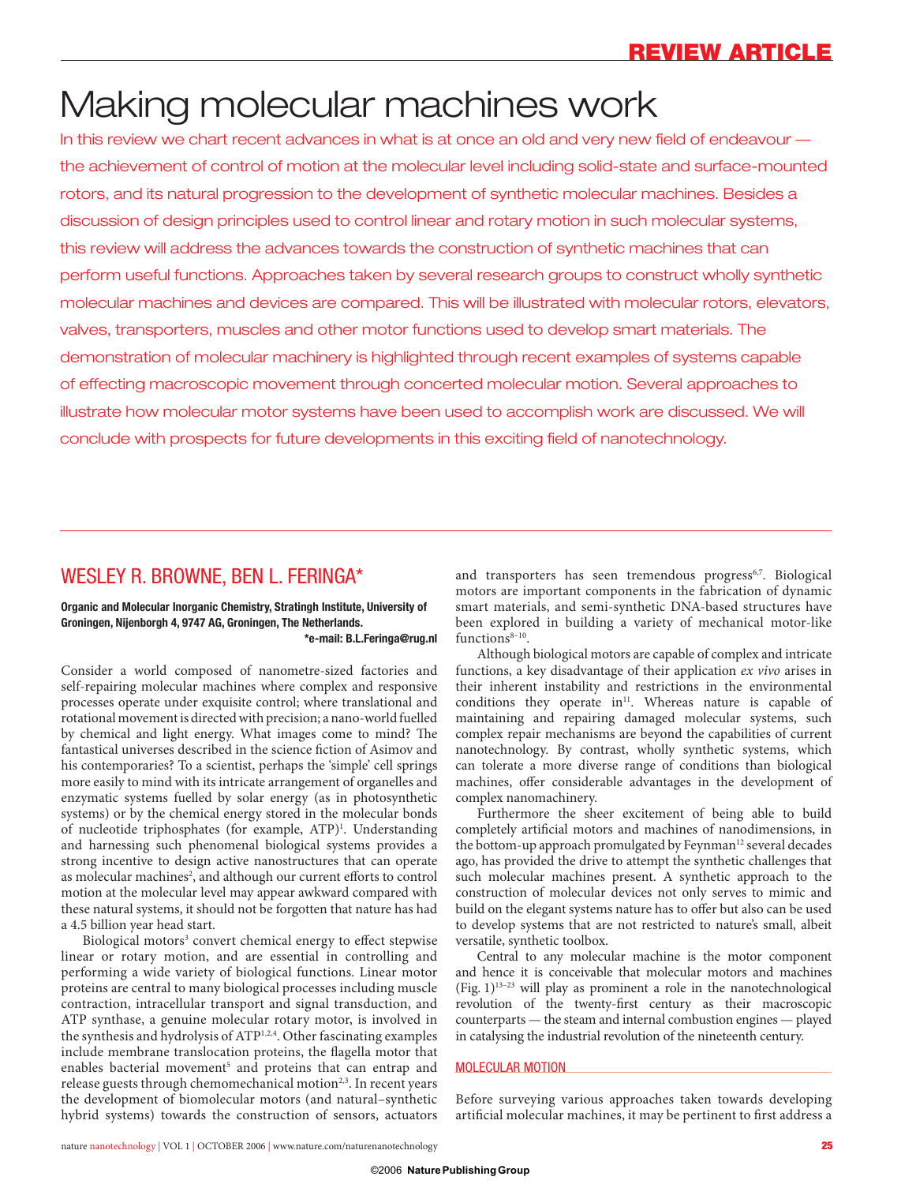# Making molecular machines work

In this review we chart recent advances in what is at once an old and very new field of endeavour — the achievement of control of motion at the molecular level including solid-state and surface-mounted rotors, and its natural progression to the development of synthetic molecular machines. Besides a discussion of design principles used to control linear and rotary motion in such molecular systems, this review will address the advances towards the construction of synthetic machines that can perform useful functions. Approaches taken by several research groups to construct wholly synthetic molecular machines and devices are compared. This will be illustrated with molecular rotors, elevators, valves, transporters, muscles and other motor functions used to develop smart materials. The demonstration of molecular machinery is highlighted through recent examples of systems capable of effecting macroscopic movement through concerted molecular motion. Several approaches to illustrate how molecular motor systems have been used to accomplish work are discussed. We will conclude with prospects for future developments in this exciting field of nanotechnology.

## WESLEY R. BROWNE, BEN L. FERINGA*

**Organic and Molecular Inorganic Chemistry, Stratingh Institute, University of Groningen, Nijenborgh 4, 9747 AG, Groningen, The Netherlands.**
**\*e-mail: B.L.Feringa@rug.nl**

Consider a world composed of nanometre-sized factories and self-repairing molecular machines where complex and responsive processes operate under exquisite control; where translational and rotational movement is directed with precision; a nano-world fuelled by chemical and light energy. What images come to mind? The fantastical universes described in the science fiction of Asimov and his contemporaries? To a scientist, perhaps the 'simple' cell springs more easily to mind with its intricate arrangement of organelles and enzymatic systems fuelled by solar energy (as in photosynthetic systems) or by the chemical energy stored in the molecular bonds of nucleotide triphosphates (for example, ATP)[1]. Understanding and harnessing such phenomenal biological systems provides a strong incentive to design active nanostructures that can operate as molecular machines[2], and although our current efforts to control motion at the molecular level may appear awkward compared with these natural systems, it should not be forgotten that nature has had a 4.5 billion year head start.

Biological motors[3] convert chemical energy to effect stepwise linear or rotary motion, and are essential in controlling and performing a wide variety of biological functions. Linear motor proteins are central to many biological processes including muscle contraction, intracellular transport and signal transduction, and ATP synthase, a genuine molecular rotary motor, is involved in the synthesis and hydrolysis of ATP[1,2,4]. Other fascinating examples include membrane translocation proteins, the flagella motor that enables bacterial movement[5] and proteins that can entrap and release guests through chemomechanical motion[2,3]. In recent years the development of biomolecular motors (and natural–synthetic hybrid systems) towards the construction of sensors, actuators and transporters has seen tremendous progress[6,7]. Biological motors are important components in the fabrication of dynamic smart materials, and semi-synthetic DNA-based structures have been explored in building a variety of mechanical motor-like functions[8–10].

Although biological motors are capable of complex and intricate functions, a key disadvantage of their application *ex vivo* arises in their inherent instability and restrictions in the environmental conditions they operate in[11]. Whereas nature is capable of maintaining and repairing damaged molecular systems, such complex repair mechanisms are beyond the capabilities of current nanotechnology. By contrast, wholly synthetic systems, which can tolerate a more diverse range of conditions than biological machines, offer considerable advantages in the development of complex nanomachinery.

Furthermore the sheer excitement of being able to build completely artificial motors and machines of nanodimensions, in the bottom-up approach promulgated by Feynman[12] several decades ago, has provided the drive to attempt the synthetic challenges that such molecular machines present. A synthetic approach to the construction of molecular devices not only serves to mimic and build on the elegant systems nature has to offer but also can be used to develop systems that are not restricted to nature's small, albeit versatile, synthetic toolbox.

Central to any molecular machine is the motor component and hence it is conceivable that molecular motors and machines (Fig. 1)[13–23] will play as prominent a role in the nanotechnological revolution of the twenty-first century as their macroscopic counterparts — the steam and internal combustion engines — played in catalysing the industrial revolution of the nineteenth century.

### MOLECULAR MOTION

Before surveying various approaches taken towards developing artificial molecular machines, it may be pertinent to first address a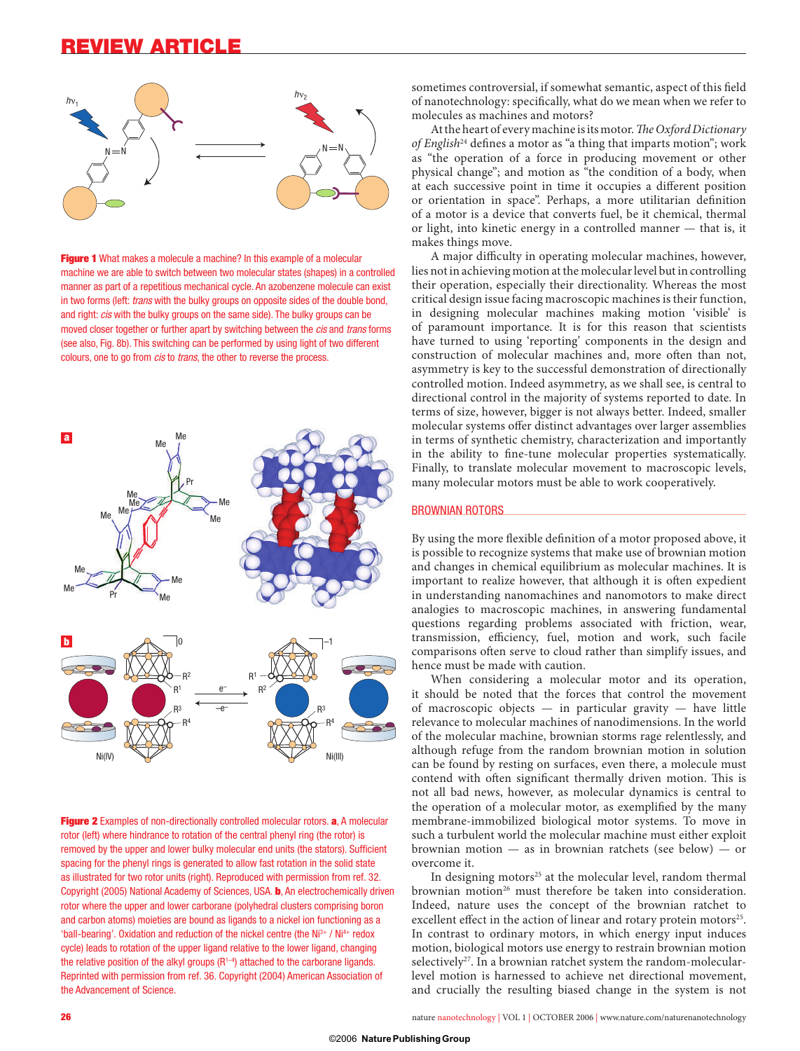**Figure 1** What makes a molecule a machine? In this example of a molecular machine we are able to switch between two molecular states (shapes) in a controlled manner as part of a repetitious mechanical cycle. An azobenzene molecule can exist in two forms (left: *trans* with the bulky groups on opposite sides of the double bond, and right: *cis* with the bulky groups on the same side). The bulky groups can be moved closer together or further apart by switching between the *cis* and *trans* forms (see also, Fig. 8b). This switching can be performed by using light of two different colours, one to go from *cis* to *trans*, the other to reverse the process.

**Figure 2** Examples of non-directionally controlled molecular rotors. **a**, A molecular rotor (left) where hindrance to rotation of the central phenyl ring (the rotor) is removed by the upper and lower bulky molecular end units (the stators). Sufficient spacing for the phenyl rings is generated to allow fast rotation in the solid state as illustrated for two rotor units (right). Reproduced with permission from ref. 32. Copyright (2005) National Academy of Sciences, USA. **b**, An electrochemically driven rotor where the upper and lower carborane (polyhedral clusters comprising boron and carbon atoms) moieties are bound as ligands to a nickel ion functioning as a 'ball-bearing'. Oxidation and reduction of the nickel centre (the $Ni^{3+}$ / $Ni^{4+}$ redox cycle) leads to rotation of the upper ligand relative to the lower ligand, changing the relative position of the alkyl groups ($R^{1-4}$) attached to the carborane ligands. Reprinted with permission from ref. 36. Copyright (2004) American Association of the Advancement of Science.

sometimes controversial, if somewhat semantic, aspect of this field of nanotechnology: specifically, what do we mean when we refer to molecules as machines and motors?

At the heart of every machine is its motor. *The Oxford Dictionary of English*[24] defines a motor as "a thing that imparts motion"; work as "the operation of a force in producing movement or other physical change"; and motion as "the condition of a body, when at each successive point in time it occupies a different position or orientation in space". Perhaps, a more utilitarian definition of a motor is a device that converts fuel, be it chemical, thermal or light, into kinetic energy in a controlled manner — that is, it makes things move.

A major difficulty in operating molecular machines, however, lies not in achieving motion at the molecular level but in controlling their operation, especially their directionality. Whereas the most critical design issue facing macroscopic machines is their function, in designing molecular machines making motion 'visible' is of paramount importance. It is for this reason that scientists have turned to using 'reporting' components in the design and construction of molecular machines and, more often than not, asymmetry is key to the successful demonstration of directionally controlled motion. Indeed asymmetry, as we shall see, is central to directional control in the majority of systems reported to date. In terms of size, however, bigger is not always better. Indeed, smaller molecular systems offer distinct advantages over larger assemblies in terms of synthetic chemistry, characterization and importantly in the ability to fine-tune molecular properties systematically. Finally, to translate molecular movement to macroscopic levels, many molecular motors must be able to work cooperatively.

## BROWNIAN ROTORS

By using the more flexible definition of a motor proposed above, it is possible to recognize systems that make use of brownian motion and changes in chemical equilibrium as molecular machines. It is important to realize however, that although it is often expedient in understanding nanomachines and nanomotors to make direct analogies to macroscopic machines, in answering fundamental questions regarding problems associated with friction, wear, transmission, efficiency, fuel, motion and work, such facile comparisons often serve to cloud rather than simplify issues, and hence must be made with caution.

When considering a molecular motor and its operation, it should be noted that the forces that control the movement of macroscopic objects — in particular gravity — have little relevance to molecular machines of nanodimensions. In the world of the molecular machine, brownian storms rage relentlessly, and although refuge from the random brownian motion in solution can be found by resting on surfaces, even there, a molecule must contend with often significant thermally driven motion. This is not all bad news, however, as molecular dynamics is central to the operation of a molecular motor, as exemplified by the many membrane-immobilized biological motor systems. To move in such a turbulent world the molecular machine must either exploit brownian motion — as in brownian ratchets (see below) — or overcome it.

In designing motors[25] at the molecular level, random thermal brownian motion[26] must therefore be taken into consideration. Indeed, nature uses the concept of the brownian ratchet to excellent effect in the action of linear and rotary protein motors[25]. In contrast to ordinary motors, in which energy input induces motion, biological motors use energy to restrain brownian motion selectively[27]. In a brownian ratchet system the random-molecular-level motion is harnessed to achieve net directional movement, and crucially the resulting biased change in the system is not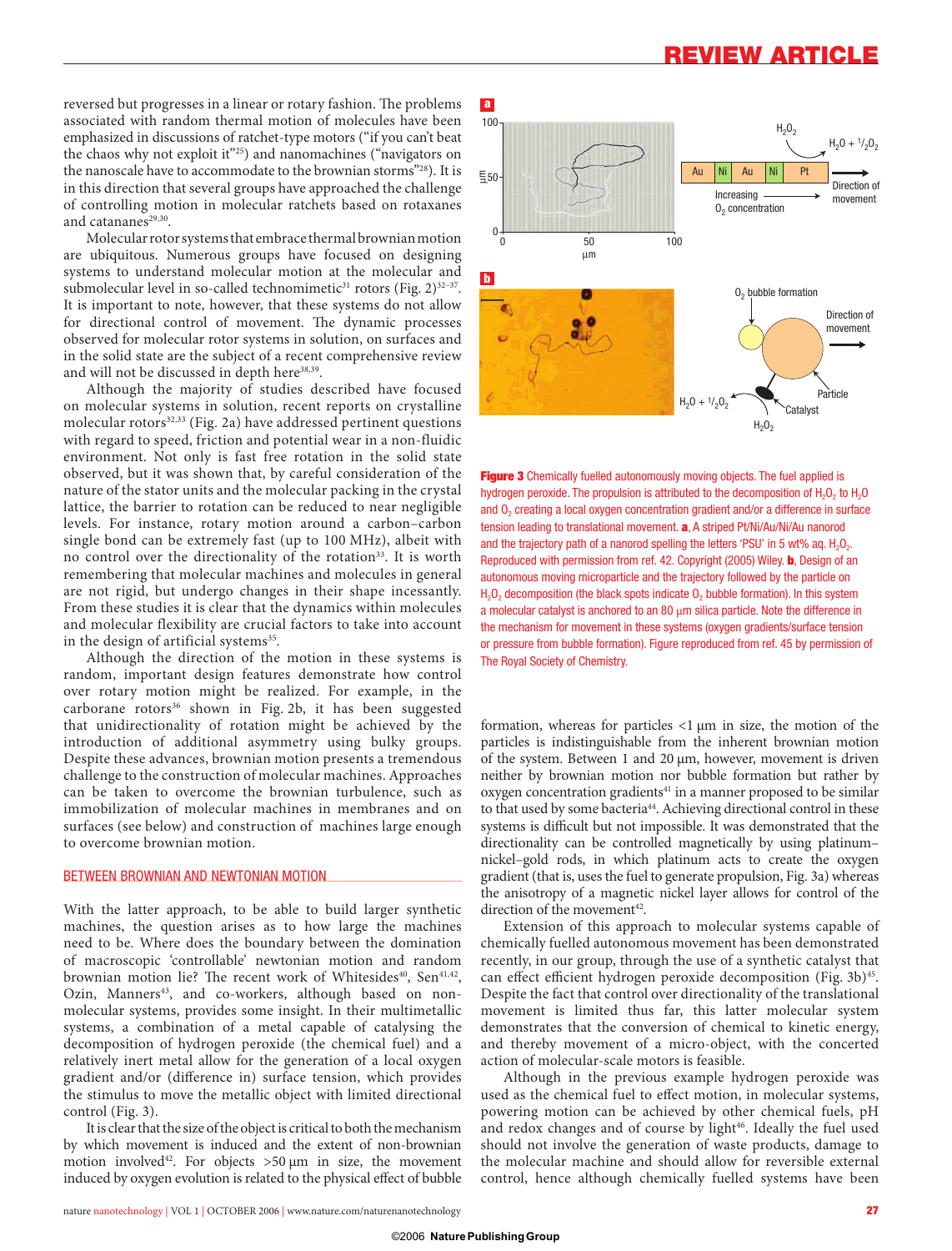reversed but progresses in a linear or rotary fashion. The problems associated with random thermal motion of molecules have been emphasized in discussions of ratchet-type motors ("if you can't beat the chaos why not exploit it"[25]) and nanomachines ("navigators on the nanoscale have to accommodate to the brownian storms"[28]). It is in this direction that several groups have approached the challenge of controlling motion in molecular ratchets based on rotaxanes and catananes[29,30].

Molecular rotor systems that embrace thermal brownian motion are ubiquitous. Numerous groups have focused on designing systems to understand molecular motion at the molecular and submolecular level in so-called technomimetic[31] rotors (Fig. 2)[32–37]. It is important to note, however, that these systems do not allow for directional control of movement. The dynamic processes observed for molecular rotor systems in solution, on surfaces and in the solid state are the subject of a recent comprehensive review and will not be discussed in depth here[38,39].

Although the majority of studies described have focused on molecular systems in solution, recent reports on crystalline molecular rotors[32,33] (Fig. 2a) have addressed pertinent questions with regard to speed, friction and potential wear in a non-fluidic environment. Not only is fast free rotation in the solid state observed, but it was shown that, by careful consideration of the nature of the stator units and the molecular packing in the crystal lattice, the barrier to rotation can be reduced to near negligible levels. For instance, rotary motion around a carbon–carbon single bond can be extremely fast (up to 100 MHz), albeit with no control over the directionality of the rotation[33]. It is worth remembering that molecular machines and molecules in general are not rigid, but undergo changes in their shape incessantly. From these studies it is clear that the dynamics within molecules and molecular flexibility are crucial factors to take into account in the design of artificial systems[35].

Although the direction of the motion in these systems is random, important design features demonstrate how control over rotary motion might be realized. For example, in the carborane rotors[36] shown in Fig. 2b, it has been suggested that unidirectionality of rotation might be achieved by the introduction of additional asymmetry using bulky groups. Despite these advances, brownian motion presents a tremendous challenge to the construction of molecular machines. Approaches can be taken to overcome the brownian turbulence, such as immobilization of molecular machines in membranes and on surfaces (see below) and construction of machines large enough to overcome brownian motion.

## BETWEEN BROWNIAN AND NEWTONIAN MOTION

With the latter approach, to be able to build larger synthetic machines, the question arises as to how large the machines need to be. Where does the boundary between the domination of macroscopic 'controllable' newtonian motion and random brownian motion lie? The recent work of Whitesides[40], Sen[41,42], Ozin, Manners[43], and co-workers, although based on non-molecular systems, provides some insight. In their multimetallic systems, a combination of a metal capable of catalysing the decomposition of hydrogen peroxide (the chemical fuel) and a relatively inert metal allow for the generation of a local oxygen gradient and/or (difference in) surface tension, which provides the stimulus to move the metallic object with limited directional control (Fig. 3).

It is clear that the size of the object is critical to both the mechanism by which movement is induced and the extent of non-brownian motion involved[42]. For objects >50 μm in size, the movement induced by oxygen evolution is related to the physical effect of bubble formation, whereas for particles <1 μm in size, the motion of the particles is indistinguishable from the inherent brownian motion of the system. Between 1 and 20 μm, however, movement is driven neither by brownian motion nor bubble formation but rather by oxygen concentration gradients[41] in a manner proposed to be similar to that used by some bacteria[44]. Achieving directional control in these systems is difficult but not impossible. It was demonstrated that the directionality can be controlled magnetically by using platinum–nickel–gold rods, in which platinum acts to create the oxygen gradient (that is, uses the fuel to generate propulsion, Fig. 3a) whereas the anisotropy of a magnetic nickel layer allows for control of the direction of the movement[42].

**Figure 3** Chemically fuelled autonomously moving objects. The fuel applied is hydrogen peroxide. The propulsion is attributed to the decomposition of $H_2O_2$ to $H_2O$ and $O_2$ creating a local oxygen concentration gradient and/or a difference in surface tension leading to translational movement. **a**, A striped Pt/Ni/Au/Ni/Au nanorod and the trajectory path of a nanorod spelling the letters 'PSU' in 5 wt% aq. $H_2O_2$. Reproduced with permission from ref. 42. Copyright (2005) Wiley. **b**, Design of an autonomous moving microparticle and the trajectory followed by the particle on $H_2O_2$ decomposition (the black spots indicate $O_2$ bubble formation). In this system a molecular catalyst is anchored to an 80 μm silica particle. Note the difference in the mechanism for movement in these systems (oxygen gradients/surface tension or pressure from bubble formation). Figure reproduced from ref. 45 by permission of The Royal Society of Chemistry.

Extension of this approach to molecular systems capable of chemically fuelled autonomous movement has been demonstrated recently, in our group, through the use of a synthetic catalyst that can effect efficient hydrogen peroxide decomposition (Fig. 3b)[45]. Despite the fact that control over directionality of the translational movement is limited thus far, this latter molecular system demonstrates that the conversion of chemical to kinetic energy, and thereby movement of a micro-object, with the concerted action of molecular-scale motors is feasible.

Although in the previous example hydrogen peroxide was used as the chemical fuel to effect motion, in molecular systems, powering motion can be achieved by other chemical fuels, pH and redox changes and of course by light[46]. Ideally the fuel used should not involve the generation of waste products, damage to the molecular machine and should allow for reversible external control, hence although chemically fuelled systems have been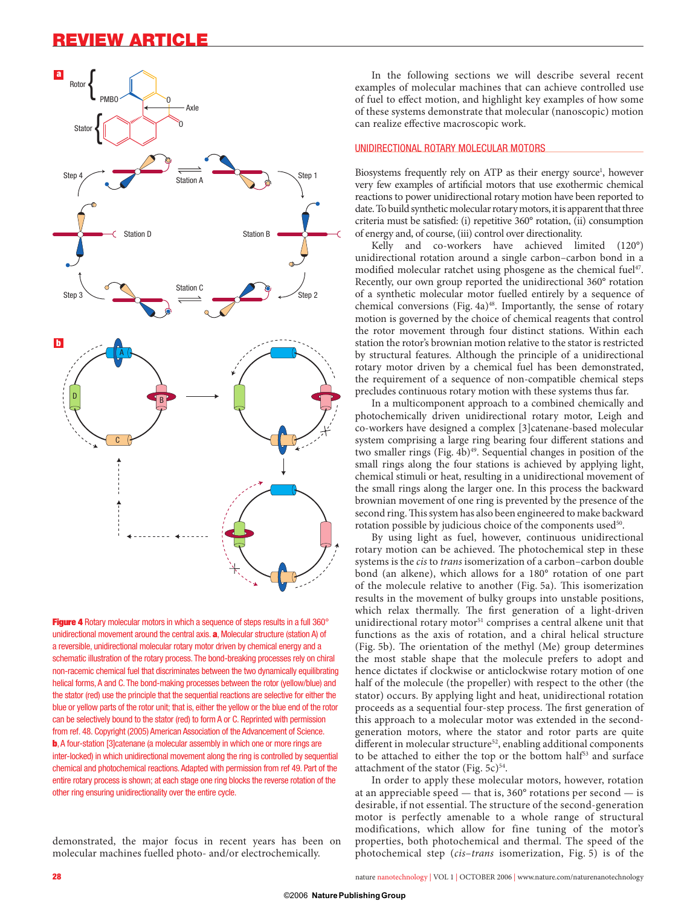**Figure 4** Rotary molecular motors in which a sequence of steps results in a full 360° unidirectional movement around the central axis. **a**, Molecular structure (station A) of a reversible, unidirectional molecular rotary motor driven by chemical energy and a schematic illustration of the rotary process. The bond-breaking processes rely on chiral non-racemic chemical fuel that discriminates between the two dynamically equilibrating helical forms, A and C. The bond-making processes between the rotor (yellow/blue) and the stator (red) use the principle that the sequential reactions are selective for either the blue or yellow parts of the rotor unit; that is, either the yellow or the blue end of the rotor can be selectively bound to the stator (red) to form A or C. Reprinted with permission from ref. 48. Copyright (2005) American Association of the Advancement of Science. **b**, A four-station [3]catenane (a molecular assembly in which one or more rings are inter-locked) in which unidirectional movement along the ring is controlled by sequential chemical and photochemical reactions. Adapted with permission from ref 49. Part of the entire rotary process is shown; at each stage one ring blocks the reverse rotation of the other ring ensuring unidirectionality over the entire cycle.

demonstrated, the major focus in recent years has been on molecular machines fuelled photo- and/or electrochemically.

In the following sections we will describe several recent examples of molecular machines that can achieve controlled use of fuel to effect motion, and highlight key examples of how some of these systems demonstrate that molecular (nanoscopic) motion can realize effective macroscopic work.

## UNIDIRECTIONAL ROTARY MOLECULAR MOTORS

Biosystems frequently rely on ATP as their energy source[1], however very few examples of artificial motors that use exothermic chemical reactions to power unidirectional rotary motion have been reported to date. To build synthetic molecular rotary motors, it is apparent that three criteria must be satisfied: (i) repetitive 360° rotation, (ii) consumption of energy and, of course, (iii) control over directionality.

Kelly and co-workers have achieved limited (120°) unidirectional rotation around a single carbon–carbon bond in a modified molecular ratchet using phosgene as the chemical fuel[47]. Recently, our own group reported the unidirectional 360° rotation of a synthetic molecular motor fuelled entirely by a sequence of chemical conversions (Fig. 4a)[48]. Importantly, the sense of rotary motion is governed by the choice of chemical reagents that control the rotor movement through four distinct stations. Within each station the rotor's brownian motion relative to the stator is restricted by structural features. Although the principle of a unidirectional rotary motor driven by a chemical fuel has been demonstrated, the requirement of a sequence of non-compatible chemical steps precludes continuous rotary motion with these systems thus far.

In a multicomponent approach to a combined chemically and photochemically driven unidirectional rotary motor, Leigh and co-workers have designed a complex [3]catenane-based molecular system comprising a large ring bearing four different stations and two smaller rings (Fig. 4b)[49]. Sequential changes in position of the small rings along the four stations is achieved by applying light, chemical stimuli or heat, resulting in a unidirectional movement of the small rings along the larger one. In this process the backward brownian movement of one ring is prevented by the presence of the second ring. This system has also been engineered to make backward rotation possible by judicious choice of the components used[50].

By using light as fuel, however, continuous unidirectional rotary motion can be achieved. The photochemical step in these systems is the *cis* to *trans* isomerization of a carbon–carbon double bond (an alkene), which allows for a 180° rotation of one part of the molecule relative to another (Fig. 5a). This isomerization results in the movement of bulky groups into unstable positions, which relax thermally. The first generation of a light-driven unidirectional rotary motor[51] comprises a central alkene unit that functions as the axis of rotation, and a chiral helical structure (Fig. 5b). The orientation of the methyl (Me) group determines the most stable shape that the molecule prefers to adopt and hence dictates if clockwise or anticlockwise rotary motion of one half of the molecule (the propeller) with respect to the other (the stator) occurs. By applying light and heat, unidirectional rotation proceeds as a sequential four-step process. The first generation of this approach to a molecular motor was extended in the second-generation motors, where the stator and rotor parts are quite different in molecular structure[52], enabling additional components to be attached to either the top or the bottom half[53] and surface attachment of the stator (Fig. 5c)[54].

In order to apply these molecular motors, however, rotation at an appreciable speed — that is, 360° rotations per second — is desirable, if not essential. The structure of the second-generation motor is perfectly amenable to a whole range of structural modifications, which allow for fine tuning of the motor's properties, both photochemical and thermal. The speed of the photochemical step (*cis*–*trans* isomerization, Fig. 5) is of the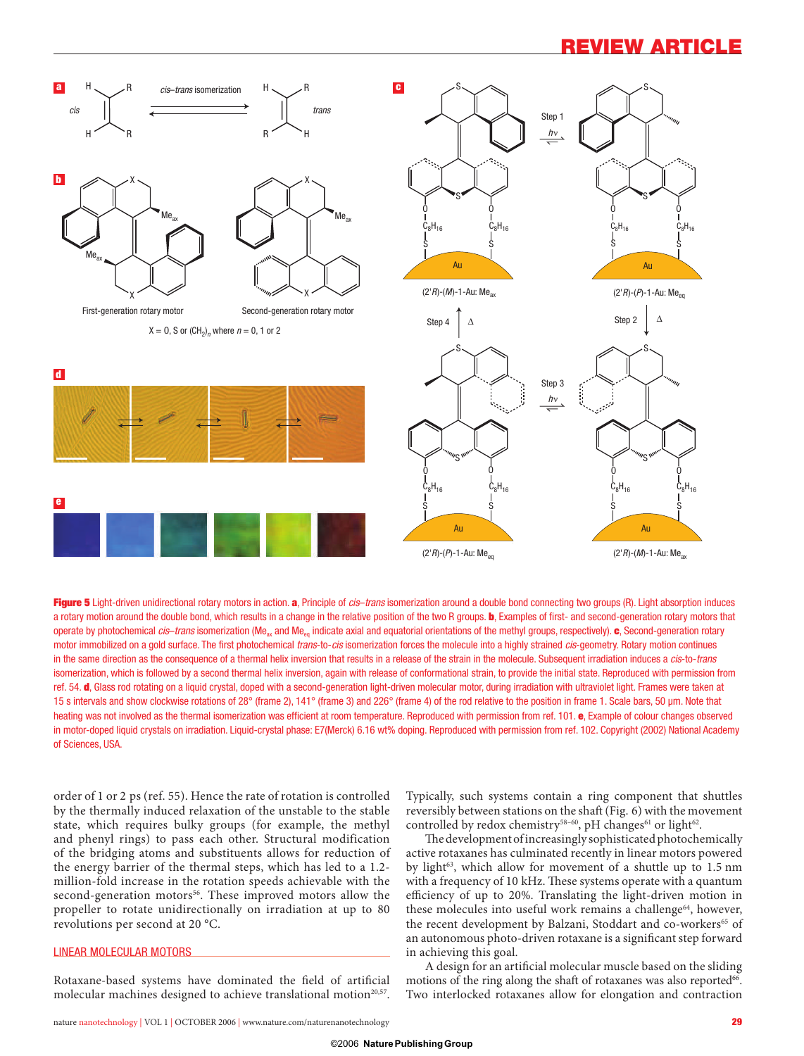Figure 5 Light-driven unidirectional rotary motors in action. **a**, Principle of *cis*–*trans* isomerization around a double bond connecting two groups (R). Light absorption induces a rotary motion around the double bond, which results in a change in the relative position of the two R groups. **b**, Examples of first- and second-generation rotary motors that operate by photochemical *cis*–*trans* isomerization ($Me_{ax}$ and $Me_{eq}$ indicate axial and equatorial orientations of the methyl groups, respectively). **c**, Second-generation rotary motor immobilized on a gold surface. The first photochemical *trans*-to-*cis* isomerization forces the molecule into a highly strained *cis*-geometry. Rotary motion continues in the same direction as the consequence of a thermal helix inversion that results in a release of the strain in the molecule. Subsequent irradiation induces a *cis*-to-*trans* isomerization, which is followed by a second thermal helix inversion, again with release of conformational strain, to provide the initial state. Reproduced with permission from ref. 54. **d**, Glass rod rotating on a liquid crystal, doped with a second-generation light-driven molecular motor, during irradiation with ultraviolet light. Frames were taken at 15 s intervals and show clockwise rotations of 28° (frame 2), 141° (frame 3) and 226° (frame 4) of the rod relative to the position in frame 1. Scale bars, 50 μm. Note that heating was not involved as the thermal isomerization was efficient at room temperature. Reproduced with permission from ref. 101. **e**, Example of colour changes observed in motor-doped liquid crystals on irradiation. Liquid-crystal phase: E7(Merck) 6.16 wt% doping. Reproduced with permission from ref. 102. Copyright (2002) National Academy of Sciences, USA.

order of 1 or 2 ps (ref. 55). Hence the rate of rotation is controlled by the thermally induced relaxation of the unstable to the stable state, which requires bulky groups (for example, the methyl and phenyl rings) to pass each other. Structural modification of the bridging atoms and substituents allows for reduction of the energy barrier of the thermal steps, which has led to a 1.2-million-fold increase in the rotation speeds achievable with the second-generation motors[56]. These improved motors allow the propeller to rotate unidirectionally on irradiation at up to 80 revolutions per second at 20 °C.

## LINEAR MOLECULAR MOTORS

Rotaxane-based systems have dominated the field of artificial molecular machines designed to achieve translational motion[20,57]. Typically, such systems contain a ring component that shuttles reversibly between stations on the shaft (Fig. 6) with the movement controlled by redox chemistry[58–60], pH changes[61] or light[62].

The development of increasingly sophisticated photochemically active rotaxanes has culminated recently in linear motors powered by light[63], which allow for movement of a shuttle up to 1.5 nm with a frequency of 10 kHz. These systems operate with a quantum efficiency of up to 20%. Translating the light-driven motion in these molecules into useful work remains a challenge[64], however, the recent development by Balzani, Stoddart and co-workers[65] of an autonomous photo-driven rotaxane is a significant step forward in achieving this goal.

A design for an artificial molecular muscle based on the sliding motions of the ring along the shaft of rotaxanes was also reported[66]. Two interlocked rotaxanes allow for elongation and contraction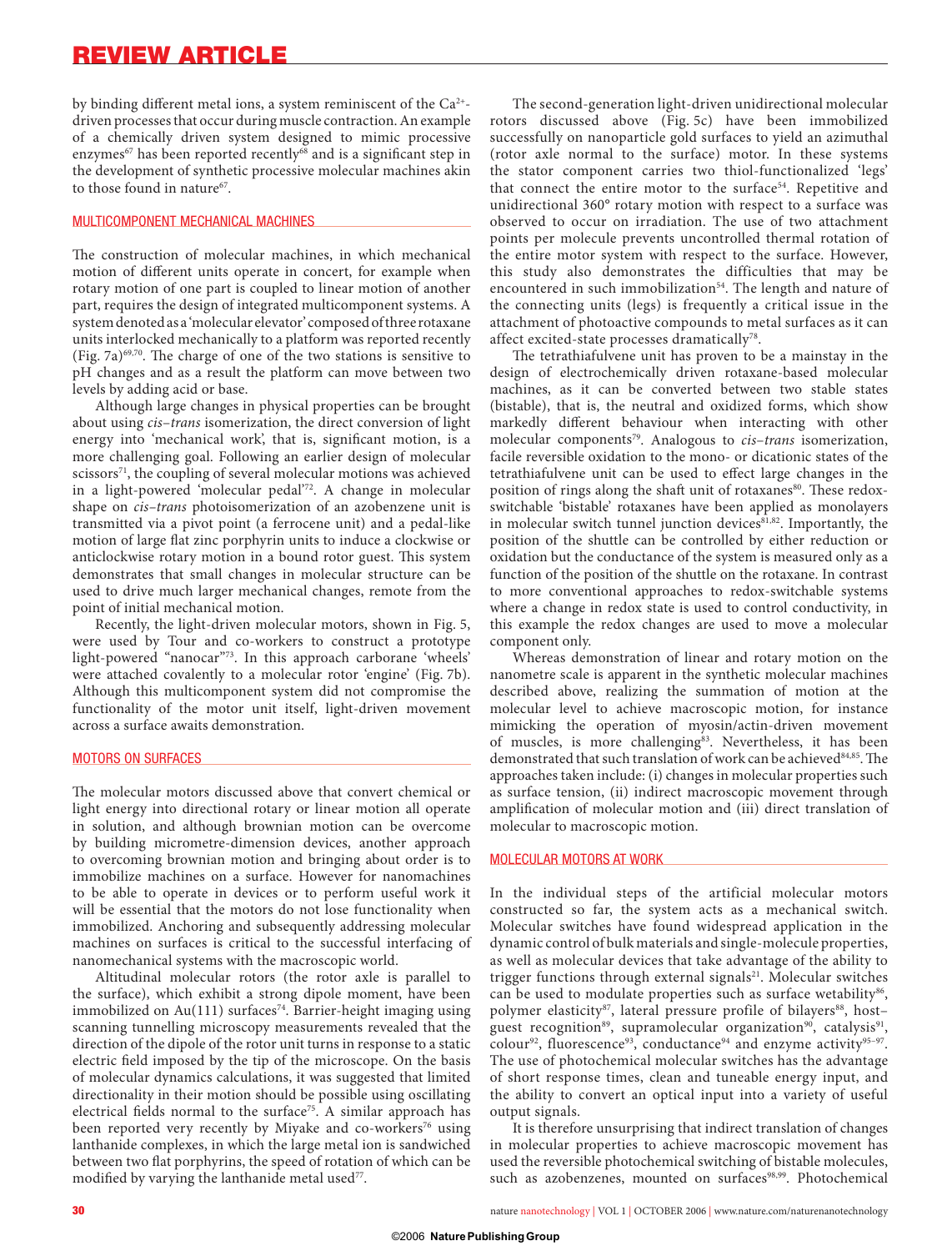by binding different metal ions, a system reminiscent of the $Ca^{2+}$-driven processes that occur during muscle contraction. An example of a chemically driven system designed to mimic processive enzymes[67] has been reported recently[68] and is a significant step in the development of synthetic processive molecular machines akin to those found in nature[67].

## MULTICOMPONENT MECHANICAL MACHINES

The construction of molecular machines, in which mechanical motion of different units operate in concert, for example when rotary motion of one part is coupled to linear motion of another part, requires the design of integrated multicomponent systems. A system denoted as a 'molecular elevator' composed of three rotaxane units interlocked mechanically to a platform was reported recently (Fig. 7a)[69,70]. The charge of one of the two stations is sensitive to pH changes and as a result the platform can move between two levels by adding acid or base.

Although large changes in physical properties can be brought about using *cis–trans* isomerization, the direct conversion of light energy into 'mechanical work', that is, significant motion, is a more challenging goal. Following an earlier design of molecular scissors[71], the coupling of several molecular motions was achieved in a light-powered 'molecular pedal'[72]. A change in molecular shape on *cis–trans* photoisomerization of an azobenzene unit is transmitted via a pivot point (a ferrocene unit) and a pedal-like motion of large flat zinc porphyrin units to induce a clockwise or anticlockwise rotary motion in a bound rotor guest. This system demonstrates that small changes in molecular structure can be used to drive much larger mechanical changes, remote from the point of initial mechanical motion.

Recently, the light-driven molecular motors, shown in Fig. 5, were used by Tour and co-workers to construct a prototype light-powered "nanocar"[73]. In this approach carborane 'wheels' were attached covalently to a molecular rotor 'engine' (Fig. 7b). Although this multicomponent system did not compromise the functionality of the motor unit itself, light-driven movement across a surface awaits demonstration.

## MOTORS ON SURFACES

The molecular motors discussed above that convert chemical or light energy into directional rotary or linear motion all operate in solution, and although brownian motion can be overcome by building micrometre-dimension devices, another approach to overcoming brownian motion and bringing about order is to immobilize machines on a surface. However for nanomachines to be able to operate in devices or to perform useful work it will be essential that the motors do not lose functionality when immobilized. Anchoring and subsequently addressing molecular machines on surfaces is critical to the successful interfacing of nanomechanical systems with the macroscopic world.

Altitudinal molecular rotors (the rotor axle is parallel to the surface), which exhibit a strong dipole moment, have been immobilized on Au(111) surfaces[74]. Barrier-height imaging using scanning tunnelling microscopy measurements revealed that the direction of the dipole of the rotor unit turns in response to a static electric field imposed by the tip of the microscope. On the basis of molecular dynamics calculations, it was suggested that limited directionality in their motion should be possible using oscillating electrical fields normal to the surface[75]. A similar approach has been reported very recently by Miyake and co-workers[76] using lanthanide complexes, in which the large metal ion is sandwiched between two flat porphyrins, the speed of rotation of which can be modified by varying the lanthanide metal used[77].

The second-generation light-driven unidirectional molecular rotors discussed above (Fig. 5c) have been immobilized successfully on nanoparticle gold surfaces to yield an azimuthal (rotor axle normal to the surface) motor. In these systems the stator component carries two thiol-functionalized 'legs' that connect the entire motor to the surface[54]. Repetitive and unidirectional 360° rotary motion with respect to a surface was observed to occur on irradiation. The use of two attachment points per molecule prevents uncontrolled thermal rotation of the entire motor system with respect to the surface. However, this study also demonstrates the difficulties that may be encountered in such immobilization[54]. The length and nature of the connecting units (legs) is frequently a critical issue in the attachment of photoactive compounds to metal surfaces as it can affect excited-state processes dramatically[78].

The tetrathiafulvene unit has proven to be a mainstay in the design of electrochemically driven rotaxane-based molecular machines, as it can be converted between two stable states (bistable), that is, the neutral and oxidized forms, which show markedly different behaviour when interacting with other molecular components[79]. Analogous to *cis–trans* isomerization, facile reversible oxidation to the mono- or dicationic states of the tetrathiafulvene unit can be used to effect large changes in the position of rings along the shaft unit of rotaxanes[80]. These redox-switchable 'bistable' rotaxanes have been applied as monolayers in molecular switch tunnel junction devices[81,82]. Importantly, the position of the shuttle can be controlled by either reduction or oxidation but the conductance of the system is measured only as a function of the position of the shuttle on the rotaxane. In contrast to more conventional approaches to redox-switchable systems where a change in redox state is used to control conductivity, in this example the redox changes are used to move a molecular component only.

Whereas demonstration of linear and rotary motion on the nanometre scale is apparent in the synthetic molecular machines described above, realizing the summation of motion at the molecular level to achieve macroscopic motion, for instance mimicking the operation of myosin/actin-driven movement of muscles, is more challenging[83]. Nevertheless, it has been demonstrated that such translation of work can be achieved[84,85]. The approaches taken include: (i) changes in molecular properties such as surface tension, (ii) indirect macroscopic movement through amplification of molecular motion and (iii) direct translation of molecular to macroscopic motion.

## MOLECULAR MOTORS AT WORK

In the individual steps of the artificial molecular motors constructed so far, the system acts as a mechanical switch. Molecular switches have found widespread application in the dynamic control of bulk materials and single-molecule properties, as well as molecular devices that take advantage of the ability to trigger functions through external signals[21]. Molecular switches can be used to modulate properties such as surface wetability[86], polymer elasticity[87], lateral pressure profile of bilayers[88], host–guest recognition[89], supramolecular organization[90], catalysis[91], colour[92], fluorescence[93], conductance[94] and enzyme activity[95–97]. The use of photochemical molecular switches has the advantage of short response times, clean and tuneable energy input, and the ability to convert an optical input into a variety of useful output signals.

It is therefore unsurprising that indirect translation of changes in molecular properties to achieve macroscopic movement has used the reversible photochemical switching of bistable molecules, such as azobenzenes, mounted on surfaces[98,99]. Photochemical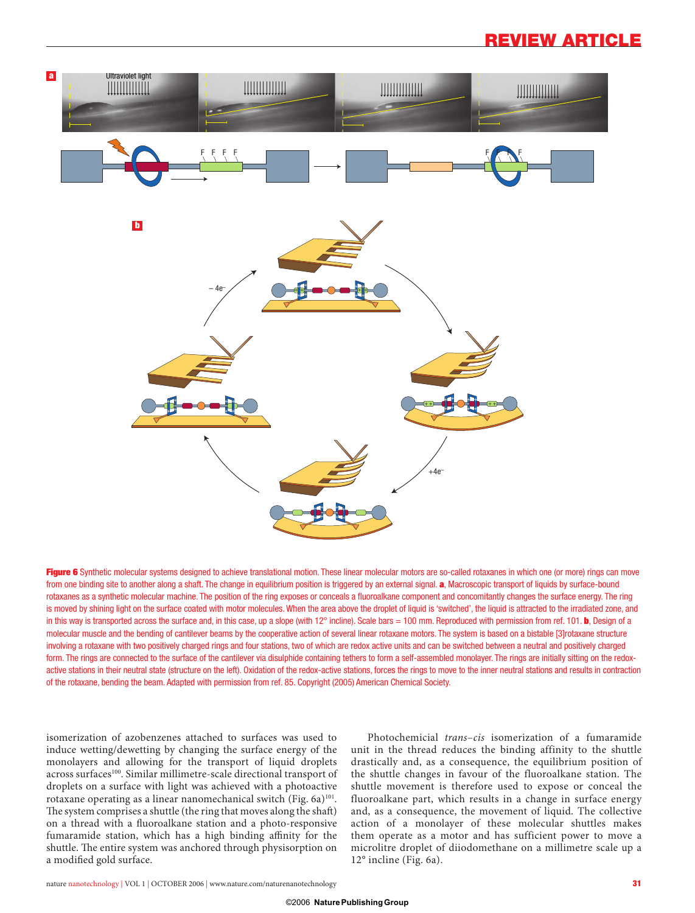Figure 6 Synthetic molecular systems designed to achieve translational motion. These linear molecular motors are so-called rotaxanes in which one (or more) rings can move from one binding site to another along a shaft. The change in equilibrium position is triggered by an external signal. **a**, Macroscopic transport of liquids by surface-bound rotaxanes as a synthetic molecular machine. The position of the ring exposes or conceals a fluoroalkane component and concomitantly changes the surface energy. The ring is moved by shining light on the surface coated with motor molecules. When the area above the droplet of liquid is 'switched', the liquid is attracted to the irradiated zone, and in this way is transported across the surface and, in this case, up a slope (with 12° incline). Scale bars = 100 mm. Reproduced with permission from ref. 101. **b**, Design of a molecular muscle and the bending of cantilever beams by the cooperative action of several linear rotaxane motors. The system is based on a bistable [3]rotaxane structure involving a rotaxane with two positively charged rings and four stations, two of which are redox active units and can be switched between a neutral and positively charged form. The rings are connected to the surface of the cantilever via disulphide containing tethers to form a self-assembled monolayer. The rings are initially sitting on the redox-active stations in their neutral state (structure on the left). Oxidation of the redox-active stations, forces the rings to move to the inner neutral stations and results in contraction of the rotaxane, bending the beam. Adapted with permission from ref. 85. Copyright (2005) American Chemical Society.

isomerization of azobenzenes attached to surfaces was used to induce wetting/dewetting by changing the surface energy of the monolayers and allowing for the transport of liquid droplets across surfaces[100]. Similar millimetre-scale directional transport of droplets on a surface with light was achieved with a photoactive rotaxane operating as a linear nanomechanical switch (Fig. 6a)[101]. The system comprises a shuttle (the ring that moves along the shaft) on a thread with a fluoroalkane station and a photo-responsive fumaramide station, which has a high binding affinity for the shuttle. The entire system was anchored through physisorption on a modified gold surface.

Photochemicial *trans–cis* isomerization of a fumaramide unit in the thread reduces the binding affinity to the shuttle drastically and, as a consequence, the equilibrium position of the shuttle changes in favour of the fluoroalkane station. The shuttle movement is therefore used to expose or conceal the fluoroalkane part, which results in a change in surface energy and, as a consequence, the movement of liquid. The collective action of a monolayer of these molecular shuttles makes them operate as a motor and has sufficient power to move a microlitre droplet of diiodomethane on a millimetre scale up a 12° incline (Fig. 6a).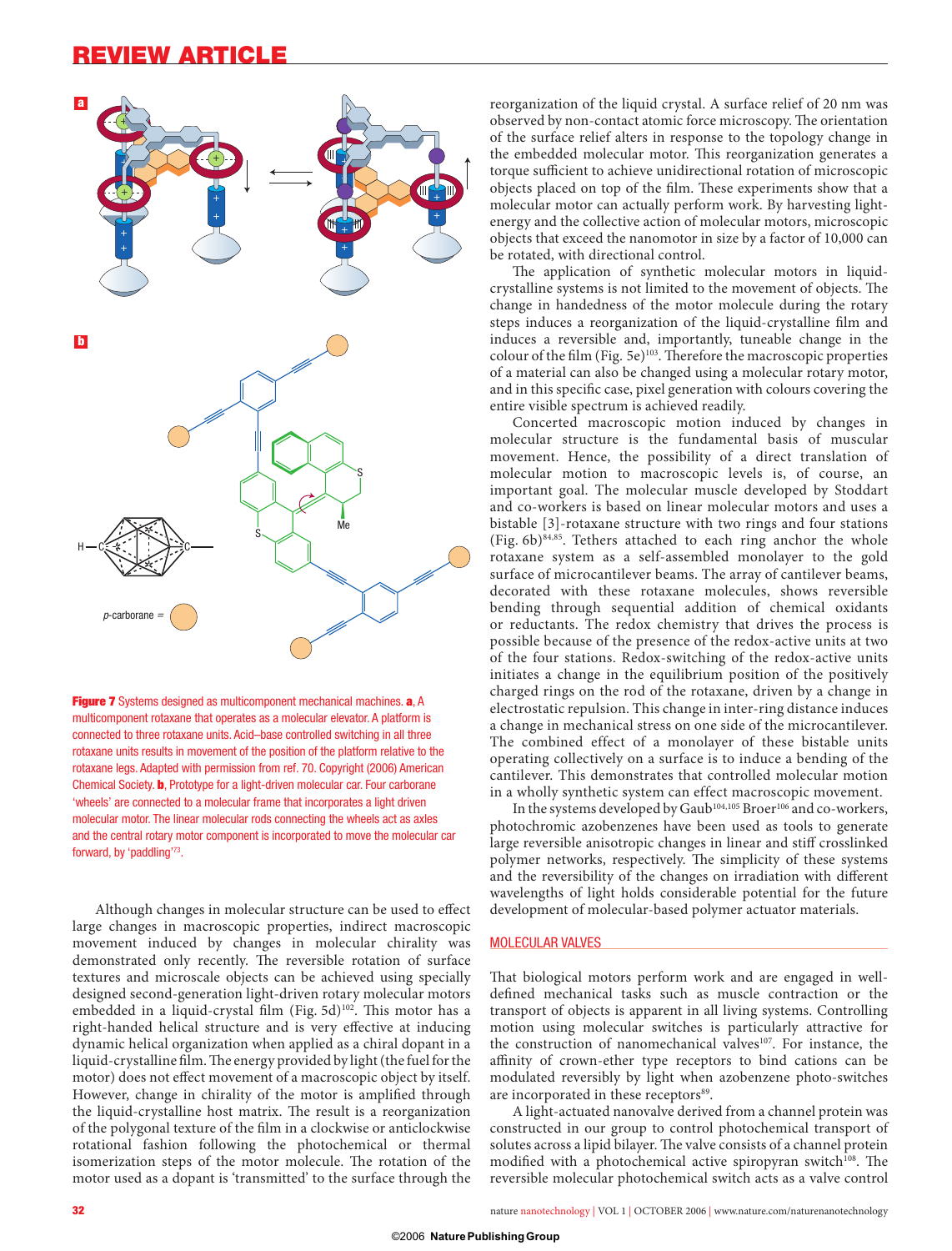Figure 7 Systems designed as multicomponent mechanical machines. **a**, A multicomponent rotaxane that operates as a molecular elevator. A platform is connected to three rotaxane units. Acid–base controlled switching in all three rotaxane units results in movement of the position of the platform relative to the rotaxane legs. Adapted with permission from ref. 70. Copyright (2006) American Chemical Society. **b**, Prototype for a light-driven molecular car. Four carborane 'wheels' are connected to a molecular frame that incorporates a light driven molecular motor. The linear molecular rods connecting the wheels act as axles and the central rotary motor component is incorporated to move the molecular car forward, by 'paddling'[73].

Although changes in molecular structure can be used to effect large changes in macroscopic properties, indirect macroscopic movement induced by changes in molecular chirality was demonstrated only recently. The reversible rotation of surface textures and microscale objects can be achieved using specially designed second-generation light-driven rotary molecular motors embedded in a liquid-crystal film (Fig. 5d)[102]. This motor has a right-handed helical structure and is very effective at inducing dynamic helical organization when applied as a chiral dopant in a liquid-crystalline film. The energy provided by light (the fuel for the motor) does not effect movement of a macroscopic object by itself. However, change in chirality of the motor is amplified through the liquid-crystalline host matrix. The result is a reorganization of the polygonal texture of the film in a clockwise or anticlockwise rotational fashion following the photochemical or thermal isomerization steps of the motor molecule. The rotation of the motor used as a dopant is 'transmitted' to the surface through the reorganization of the liquid crystal. A surface relief of 20 nm was observed by non-contact atomic force microscopy. The orientation of the surface relief alters in response to the topology change in the embedded molecular motor. This reorganization generates a torque sufficient to achieve unidirectional rotation of microscopic objects placed on top of the film. These experiments show that a molecular motor can actually perform work. By harvesting light-energy and the collective action of molecular motors, microscopic objects that exceed the nanomotor in size by a factor of 10,000 can be rotated, with directional control.

The application of synthetic molecular motors in liquid-crystalline systems is not limited to the movement of objects. The change in handedness of the motor molecule during the rotary steps induces a reorganization of the liquid-crystalline film and induces a reversible and, importantly, tuneable change in the colour of the film (Fig. 5e)[103]. Therefore the macroscopic properties of a material can also be changed using a molecular rotary motor, and in this specific case, pixel generation with colours covering the entire visible spectrum is achieved readily.

Concerted macroscopic motion induced by changes in molecular structure is the fundamental basis of muscular movement. Hence, the possibility of a direct translation of molecular motion to macroscopic levels is, of course, an important goal. The molecular muscle developed by Stoddart and co-workers is based on linear molecular motors and uses a bistable [3]-rotaxane structure with two rings and four stations (Fig. 6b)[84,85]. Tethers attached to each ring anchor the whole rotaxane system as a self-assembled monolayer to the gold surface of microcantilever beams. The array of cantilever beams, decorated with these rotaxane molecules, shows reversible bending through sequential addition of chemical oxidants or reductants. The redox chemistry that drives the process is possible because of the presence of the redox-active units at two of the four stations. Redox-switching of the redox-active units initiates a change in the equilibrium position of the positively charged rings on the rod of the rotaxane, driven by a change in electrostatic repulsion. This change in inter-ring distance induces a change in mechanical stress on one side of the microcantilever. The combined effect of a monolayer of these bistable units operating collectively on a surface is to induce a bending of the cantilever. This demonstrates that controlled molecular motion in a wholly synthetic system can effect macroscopic movement.

In the systems developed by Gaub[104,105] Broer[106] and co-workers, photochromic azobenzenes have been used as tools to generate large reversible anisotropic changes in linear and stiff crosslinked polymer networks, respectively. The simplicity of these systems and the reversibility of the changes on irradiation with different wavelengths of light holds considerable potential for the future development of molecular-based polymer actuator materials.

## MOLECULAR VALVES

That biological motors perform work and are engaged in well-defined mechanical tasks such as muscle contraction or the transport of objects is apparent in all living systems. Controlling motion using molecular switches is particularly attractive for the construction of nanomechanical valves[107]. For instance, the affinity of crown-ether type receptors to bind cations can be modulated reversibly by light when azobenzene photo-switches are incorporated in these receptors[89].

A light-actuated nanovalve derived from a channel protein was constructed in our group to control photochemical transport of solutes across a lipid bilayer. The valve consists of a channel protein modified with a photochemical active spiropyran switch[108]. The reversible molecular photochemical switch acts as a valve control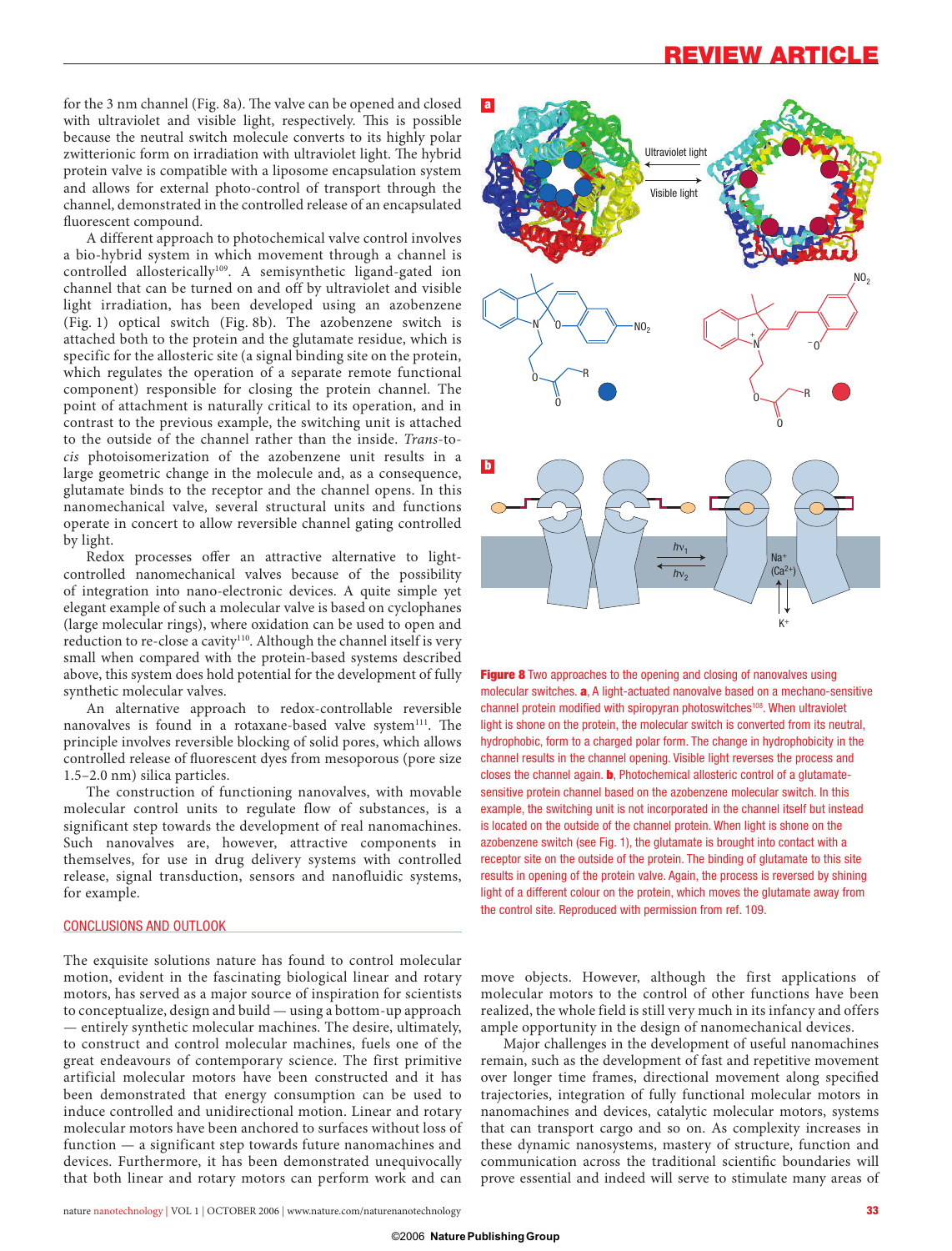for the 3 nm channel (Fig. 8a). The valve can be opened and closed with ultraviolet and visible light, respectively. This is possible because the neutral switch molecule converts to its highly polar zwitterionic form on irradiation with ultraviolet light. The hybrid protein valve is compatible with a liposome encapsulation system and allows for external photo-control of transport through the channel, demonstrated in the controlled release of an encapsulated fluorescent compound.

A different approach to photochemical valve control involves a bio-hybrid system in which movement through a channel is controlled allosterically[109]. A semisynthetic ligand-gated ion channel that can be turned on and off by ultraviolet and visible light irradiation, has been developed using an azobenzene (Fig. 1) optical switch (Fig. 8b). The azobenzene switch is attached both to the protein and the glutamate residue, which is specific for the allosteric site (a signal binding site on the protein, which regulates the operation of a separate remote functional component) responsible for closing the protein channel. The point of attachment is naturally critical to its operation, and in contrast to the previous example, the switching unit is attached to the outside of the channel rather than the inside. *Trans*-to-*cis* photoisomerization of the azobenzene unit results in a large geometric change in the molecule and, as a consequence, glutamate binds to the receptor and the channel opens. In this nanomechanical valve, several structural units and functions operate in concert to allow reversible channel gating controlled by light.

Redox processes offer an attractive alternative to light-controlled nanomechanical valves because of the possibility of integration into nano-electronic devices. A quite simple yet elegant example of such a molecular valve is based on cyclophanes (large molecular rings), where oxidation can be used to open and reduction to re-close a cavity[110]. Although the channel itself is very small when compared with the protein-based systems described above, this system does hold potential for the development of fully synthetic molecular valves.

An alternative approach to redox-controllable reversible nanovalves is found in a rotaxane-based valve system[111]. The principle involves reversible blocking of solid pores, which allows controlled release of fluorescent dyes from mesoporous (pore size 1.5–2.0 nm) silica particles.

The construction of functioning nanovalves, with movable molecular control units to regulate flow of substances, is a significant step towards the development of real nanomachines. Such nanovalves are, however, attractive components in themselves, for use in drug delivery systems with controlled release, signal transduction, sensors and nanofluidic systems, for example.

**Figure 8** Two approaches to the opening and closing of nanovalves using molecular switches. **a**, A light-actuated nanovalve based on a mechano-sensitive channel protein modified with spiropyran photoswitches[108]. When ultraviolet light is shone on the protein, the molecular switch is converted from its neutral, hydrophobic, form to a charged polar form. The change in hydrophobicity in the channel results in the channel opening. Visible light reverses the process and closes the channel again. **b**, Photochemical allosteric control of a glutamate-sensitive protein channel based on the azobenzene molecular switch. In this example, the switching unit is not incorporated in the channel itself but instead is located on the outside of the channel protein. When light is shone on the azobenzene switch (see Fig. 1), the glutamate is brought into contact with a receptor site on the outside of the protein. The binding of glutamate to this site results in opening of the protein valve. Again, the process is reversed by shining light of a different colour on the protein, which moves the glutamate away from the control site. Reproduced with permission from ref. 109.

## CONCLUSIONS AND OUTLOOK

The exquisite solutions nature has found to control molecular motion, evident in the fascinating biological linear and rotary motors, has served as a major source of inspiration for scientists to conceptualize, design and build — using a bottom-up approach — entirely synthetic molecular machines. The desire, ultimately, to construct and control molecular machines, fuels one of the great endeavours of contemporary science. The first primitive artificial molecular motors have been constructed and it has been demonstrated that energy consumption can be used to induce controlled and unidirectional motion. Linear and rotary molecular motors have been anchored to surfaces without loss of function — a significant step towards future nanomachines and devices. Furthermore, it has been demonstrated unequivocally that both linear and rotary motors can perform work and can move objects. However, although the first applications of molecular motors to the control of other functions have been realized, the whole field is still very much in its infancy and offers ample opportunity in the design of nanomechanical devices.

Major challenges in the development of useful nanomachines remain, such as the development of fast and repetitive movement over longer time frames, directional movement along specified trajectories, integration of fully functional molecular motors in nanomachines and devices, catalytic molecular motors, systems that can transport cargo and so on. As complexity increases in these dynamic nanosystems, mastery of structure, function and communication across the traditional scientific boundaries will prove essential and indeed will serve to stimulate many areas of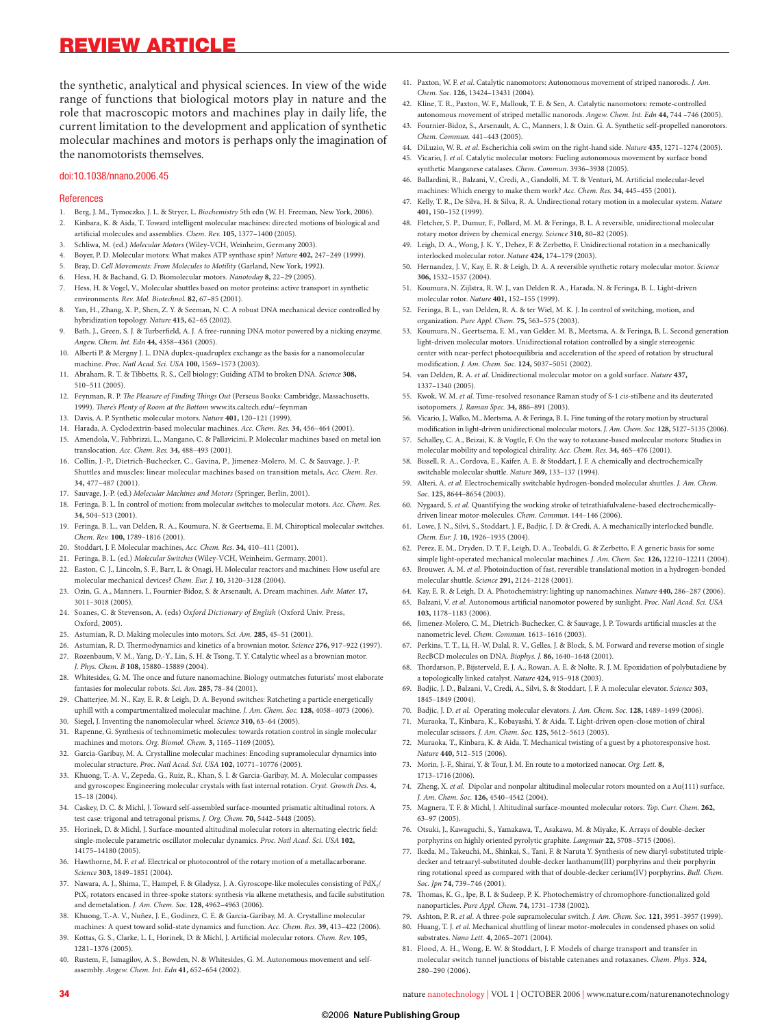the synthetic, analytical and physical sciences. In view of the wide range of functions that biological motors play in nature and the role that macroscopic motors and machines play in daily life, the current limitation to the development and application of synthetic molecular machines and motors is perhaps only the imagination of the nanomotorists themselves.

doi:10.1038/nnano.2006.45

## References

1. Berg, J. M., Tymoczko, J. L. & Stryer, L. *Biochemistry* 5th edn (W. H. Freeman, New York, 2006).
2. Kinbara, K. & Aida, T. Toward intelligent molecular machines: directed motions of biological and artificial molecules and assemblies. *Chem. Rev.* **105,** 1377–1400 (2005).
3. Schliwa, M. (ed.) *Molecular Motors* (Wiley-VCH, Weinheim, Germany 2003).
4. Boyer, P. D. Molecular motors: What makes ATP synthase spin? *Nature* **402,** 247–249 (1999).
5. Bray, D. *Cell Movements: From Molecules to Motility* (Garland, New York, 1992).
6. Hess, H. & Bachand, G. D. Biomolecular motors. *Nanotoday* **8,** 22–29 (2005).
7. Hess, H. & Vogel, V., Molecular shuttles based on motor proteins: active transport in synthetic environments. *Rev. Mol. Biotechnol.* **82,** 67–85 (2001).
8. Yan, H., Zhang, X. P., Shen, Z. Y. & Seeman, N. C. A robust DNA mechanical device controlled by hybridization topology. *Nature* **415,** 62–65 (2002).
9. Bath, J., Green, S. J. & Turberfield, A. J. A free-running DNA motor powered by a nicking enzyme. *Angew. Chem. Int. Edn* **44,** 4358–4361 (2005).
10. Alberti P. & Mergny J. L. DNA duplex-quadruplex exchange as the basis for a nanomolecular machine. *Proc. Natl Acad. Sci. USA* **100,** 1569–1573 (2003).
11. Abraham, R. T. & Tibbetts, R. S., Cell biology: Guiding ATM to broken DNA. *Science* **308,** 510–511 (2005).
12. Feynman, R. P. *The Pleasure of Finding Things Out* (Perseus Books: Cambridge, Massachusetts, 1999). *There's Plenty of Room at the Bottom* www.its.caltech.edu/~feynman
13. Davis, A. P. Synthetic molecular motors. *Nature* **401,** 120–121 (1999).
14. Harada, A. Cyclodextrin-based molecular machines. *Acc. Chem. Res.* **34,** 456–464 (2001).
15. Amendola, V., Fabbrizzi, L., Mangano, C. & Pallavicini, P. Molecular machines based on metal ion translocation. *Acc. Chem. Res.* **34,** 488–493 (2001).
16. Collin, J.-P., Dietrich-Buchecker, C., Gavina, P., Jimenez-Molero, M. C. & Sauvage, J.-P. Shuttles and muscles: linear molecular machines based on transition metals, *Acc. Chem. Res.* **34,** 477–487 (2001).
17. Sauvage, J.-P. (ed.) *Molecular Machines and Motors* (Springer, Berlin, 2001).
18. Feringa, B. L. In control of motion: from molecular switches to molecular motors. *Acc. Chem. Res.* **34,** 504–513 (2001).
19. Feringa, B. L., van Delden, R. A., Koumura, N. & Geertsema, E. M. Chiroptical molecular switches. *Chem. Rev.* **100,** 1789–1816 (2001).
20. Stoddart, J. F. Molecular machines, *Acc. Chem. Res.* **34,** 410–411 (2001).
21. Feringa, B. L. (ed.) *Molecular Switches* (Wiley-VCH, Weinheim, Germany, 2001).
22. Easton, C. J., Lincoln, S. F., Barr, L. & Onagi, H. Molecular reactors and machines: How useful are molecular mechanical devices? *Chem. Eur. J.* **10,** 3120–3128 (2004).
23. Ozin, G. A., Manners, I., Fournier-Bidoz, S. & Arsenault, A. Dream machines. *Adv. Mater.* **17,** 3011–3018 (2005).
24. Soanes, C. & Stevenson, A. (eds) *Oxford Dictionary of English* (Oxford Univ. Press, Oxford, 2005).
25. Astumian, R. D. Making molecules into motors. *Sci. Am.* **285,** 45–51 (2001).
26. Astumian, R. D. Thermodynamics and kinetics of a brownian motor. *Science* **276,** 917–922 (1997).
27. Rozenbaum, V. M., Yang, D.-Y., Lin, S. H. & Tsong, T. Y. Catalytic wheel as a brownian motor. *J. Phys. Chem. B* **108,** 15880–15889 (2004).
28. Whitesides, G. M. The once and future nanomachine. Biology outmatches futurists' most elaborate fantasies for molecular robots. *Sci. Am.* **285,** 78–84 (2001).
29. Chatterjee, M. N., Kay, E. R. & Leigh, D. A. Beyond switches: Ratcheting a particle energetically uphill with a compartmentalized molecular machine. *J. Am. Chem. Soc.* **128,** 4058–4073 (2006).
30. Siegel, J. Inventing the nanomolecular wheel. *Science* **310,** 63–64 (2005).
31. Rapenne, G. Synthesis of technomimetic molecules: towards rotation control in single molecular machines and motors. *Org. Biomol. Chem.* **3,** 1165–1169 (2005).
32. Garcia-Garibay, M. A. Crystalline molecular machines: Encoding supramolecular dynamics into molecular structure. *Proc. Natl Acad. Sci. USA* **102,** 10771–10776 (2005).
33. Khuong, T.-A. V., Zepeda, G., Ruiz, R., Khan, S. I. & Garcia-Garibay, M. A. Molecular compasses and gyroscopes: Engineering molecular crystals with fast internal rotation. *Cryst. Growth Des.* **4,** 15–18 (2004).
34. Caskey, D. C. & Michl, J. Toward self-assembled surface-mounted prismatic altitudinal rotors. A test case: trigonal and tetragonal prisms. *J. Org. Chem.* **70,** 5442–5448 (2005).
35. Horinek, D. & Michl, J. Surface-mounted altitudinal molecular rotors in alternating electric field: single-molecule parametric oscillator molecular dynamics. *Proc. Natl Acad. Sci. USA* **102,** 14175–14180 (2005).
36. Hawthorne, M. F. *et al*. Electrical or photocontrol of the rotary motion of a metallacarborane. *Science* **303,** 1849–1851 (2004).
37. Nawara, A. J., Shima, T., Hampel, F. & Gladysz, J. A. Gyroscope-like molecules consisting of $PdX_2$/$PtX_2$ rotators encased in three-spoke stators: synthesis via alkene metathesis, and facile substitution and demetalation. *J. Am. Chem. Soc.* **128,** 4962–4963 (2006).
38. Khuong, T.-A. V., Nuñez, J. E., Godinez, C. E. & Garcia-Garibay, M. A. Crystalline molecular machines: A quest toward solid-state dynamics and function. *Acc. Chem. Res.* **39,** 413–422 (2006).
39. Kottas, G. S., Clarke, L. I., Horinek, D. & Michl, J. Artificial molecular rotors. *Chem. Rev.* **105,** 1281–1376 (2005).
40. Rustem, F., Ismagilov, A. S., Bowden, N. & Whitesides, G. M. Autonomous movement and self-assembly. *Angew. Chem. Int. Edn* **41,** 652–654 (2002).
41. Paxton, W. F. *et al*. Catalytic nanomotors: Autonomous movement of striped nanorods. *J. Am. Chem. Soc.* **126,** 13424–13431 (2004).
42. Kline, T. R., Paxton, W. F., Mallouk, T. E. & Sen, A. Catalytic nanomotors: remote-controlled autonomous movement of striped metallic nanorods. *Angew. Chem. Int. Edn* **44,** 744 –746 (2005).
43. Fournier-Bidoz, S., Arsenault, A. C., Manners, I. & Ozin. G. A. Synthetic self-propelled nanorotors. *Chem. Commun.* 441–443 (2005).
44. DiLuzio, W. R. *et al*. Escherichia coli swim on the right-hand side. *Nature* **435,** 1271–1274 (2005).
45. Vicario, J. *et al*. Catalytic molecular motors: Fueling autonomous movement by surface bond synthetic Manganese catalases. *Chem. Commun.* 3936–3938 (2005).
46. Ballardini, R., Balzani, V., Credi, A., Gandolfi, M. T. & Venturi, M. Artificial molecular-level machines: Which energy to make them work? *Acc. Chem. Res.* **34,** 445–455 (2001).
47. Kelly, T. R., De Silva, H. & Silva, R. A. Undirectional rotary motion in a molecular system. *Nature* **401,** 150–152 (1999).
48. Fletcher, S. P., Dumur, F., Pollard, M. M. & Feringa, B. L. A reversible, unidirectional molecular rotary motor driven by chemical energy. *Science* **310,** 80–82 (2005).
49. Leigh, D. A., Wong, J. K. Y., Dehez, F. & Zerbetto, F. Unidirectional rotation in a mechanically interlocked molecular rotor. *Nature* **424,** 174–179 (2003).
50. Hernandez, J. V., Kay, E. R. & Leigh, D. A. A reversible synthetic rotary molecular motor. *Science* **306,** 1532–1537 (2004).
51. Koumura, N. Zijlstra, R. W. J., van Delden R. A., Harada, N. & Feringa, B. L. Light-driven molecular rotor. *Nature* **401,** 152–155 (1999).
52. Feringa, B. L., van Delden, R. A. & ter Wiel, M. K. J. In control of switching, motion, and organization. *Pure Appl. Chem.* **75,** 563–575 (2003).
53. Koumura, N., Geertsema, E. M., van Gelder, M. B., Meetsma, A. & Feringa, B, L. Second generation light-driven molecular motors. Unidirectional rotation controlled by a single stereogenic center with near-perfect photoequilibria and acceleration of the speed of rotation by structural modification. *J. Am. Chem. Soc.* **124,** 5037–5051 (2002).
54. van Delden, R. A. *et al*. Unidirectional molecular motor on a gold surface. *Nature* **437,** 1337–1340 (2005).
55. Kwok, W. M. *et al*. Time-resolved resonance Raman study of S-1 *cis*-stilbene and its deuterated isotopomers. *J. Raman Spec.* **34,** 886–891 (2003).
56. Vicario, J., Walko, M., Meetsma, A. & Feringa, B. L. Fine tuning of the rotary motion by structural modification in light-driven unidirectional molecular motors. *J. Am. Chem. Soc.* **128,** 5127–5135 (2006).
57. Schalley, C. A., Beizai, K. & Vogtle, F. On the way to rotaxane-based molecular motors: Studies in molecular mobility and topological chirality. *Acc. Chem. Res.* **34,** 465–476 (2001).
58. Bissell, R. A., Cordova, E., Kaifer, A. E. & Stoddart, J. F. A chemically and electrochemically switchable molecular shuttle. *Nature* **369,** 133–137 (1994).
59. Alteri, A. *et al*. Electrochemically switchable hydrogen-bonded molecular shuttles. *J. Am. Chem. Soc.* **125,** 8644–8654 (2003).
60. Nygaard, S. *et al*. Quantifying the working stroke of tetrathiafulvalene-based electrochemically-driven linear motor-molecules. *Chem. Commun.* 144–146 (2006).
61. Lowe, J. N., Silvi, S., Stoddart, J. F., Badjic, J. D. & Credi, A. A mechanically interlocked bundle. *Chem. Eur. J.* **10,** 1926–1935 (2004).
62. Perez, E. M., Dryden, D. T. F., Leigh, D. A., Teobaldi, G. & Zerbetto, F. A generic basis for some simple light-operated mechanical molecular machines. *J. Am. Chem. Soc.* **126,** 12210–12211 (2004).
63. Brouwer, A. M. *et al*. Photoinduction of fast, reversible translational motion in a hydrogen-bonded molecular shuttle. *Science* **291,** 2124–2128 (2001).
64. Kay, E. R. & Leigh, D. A. Photochemistry: lighting up nanomachines. *Nature* **440,** 286–287 (2006).
65. Balzani, V. *et al*. Autonomous artificial nanomotor powered by sunlight. *Proc. Natl Acad. Sci. USA* **103,** 1178–1183 (2006).
66. Jimenez-Molero, C. M., Dietrich-Buchecker, C. & Sauvage, J. P. Towards artificial muscles at the nanometric level. *Chem. Commun.* 1613–1616 (2003).
67. Perkins, T. T., Li, H.-W, Dalal, R. V., Gelles, J. & Block, S. M. Forward and reverse motion of single RecBCD molecules on DNA. *Biophys. J.* **86,** 1640–1648 (2001).
68. Thordarson, P., Bijsterveld, E. J. A., Rowan, A. E. & Nolte, R. J. M. Epoxidation of polybutadiene by a topologically linked catalyst. *Nature* **424,** 915–918 (2003).
69. Badjic, J. D., Balzani, V., Credi, A., Silvi, S. & Stoddart, J. F. A molecular elevator. *Science* **303,** 1845–1849 (2004).
70. Badjic, J. D. *et al*. Operating molecular elevators. *J. Am. Chem. Soc.* **128,** 1489–1499 (2006).
71. Muraoka, T., Kinbara, K., Kobayashi, Y. & Aida, T. Light-driven open-close motion of chiral molecular scissors. *J. Am. Chem. Soc.* **125,** 5612–5613 (2003).
72. Muraoka, T., Kinbara, K. & Aida, T. Mechanical twisting of a guest by a photoresponsive host. *Nature* **440,** 512–515 (2006).
73. Morin, J.-F., Shirai, Y. & Tour, J. M. En route to a motorized nanocar. *Org. Lett.* **8,** 1713–1716 (2006).
74. Zheng, X. *et al*. Dipolar and nonpolar altitudinal molecular rotors mounted on a Au(111) surface. *J. Am. Chem. Soc.* **126,** 4540–4542 (2004).
75. Magnera, T. F. & Michl, J. Altitudinal surface-mounted molecular rotors. *Top. Curr. Chem.* **262,** 63–97 (2005).
76. Otsuki, J., Kawaguchi, S., Yamakawa, T., Asakawa, M. & Miyake, K. Arrays of double-decker porphyrins on highly oriented pyrolytic graphite. *Langmuir* **22,** 5708–5715 (2006).
77. Ikeda, M., Takeuchi, M., Shinkai, S., Tani, F. & Naruta Y. Synthesis of new diaryl-substituted triple-decker and tetraaryl-substituted double-decker lanthanum(III) porphyrins and their porphyrin ring rotational speed as compared with that of double-decker cerium(IV) porphyrins. *Bull. Chem. Soc. Jpn* **74,** 739–746 (2001).
78. Thomas, K. G., Ipe, B. I. & Sudeep, P. K. Photochemistry of chromophore-functionalized gold nanoparticles. *Pure Appl. Chem.* **74,** 1731–1738 (2002).
79. Ashton, P. R. *et al*. A three-pole supramolecular switch. *J. Am. Chem. Soc.* **121,** 3951–3957 (1999).
80. Huang, T. J. *et al*. Mechanical shuttling of linear motor-molecules in condensed phases on solid substrates. *Nano Lett.* **4,** 2065–2071 (2004).
81. Flood, A. H., Wong, E. W. & Stoddart, J. F. Models of charge transport and transfer in molecular switch tunnel junctions of bistable catenanes and rotaxanes. *Chem. Phys.* **324,** 280–290 (2006).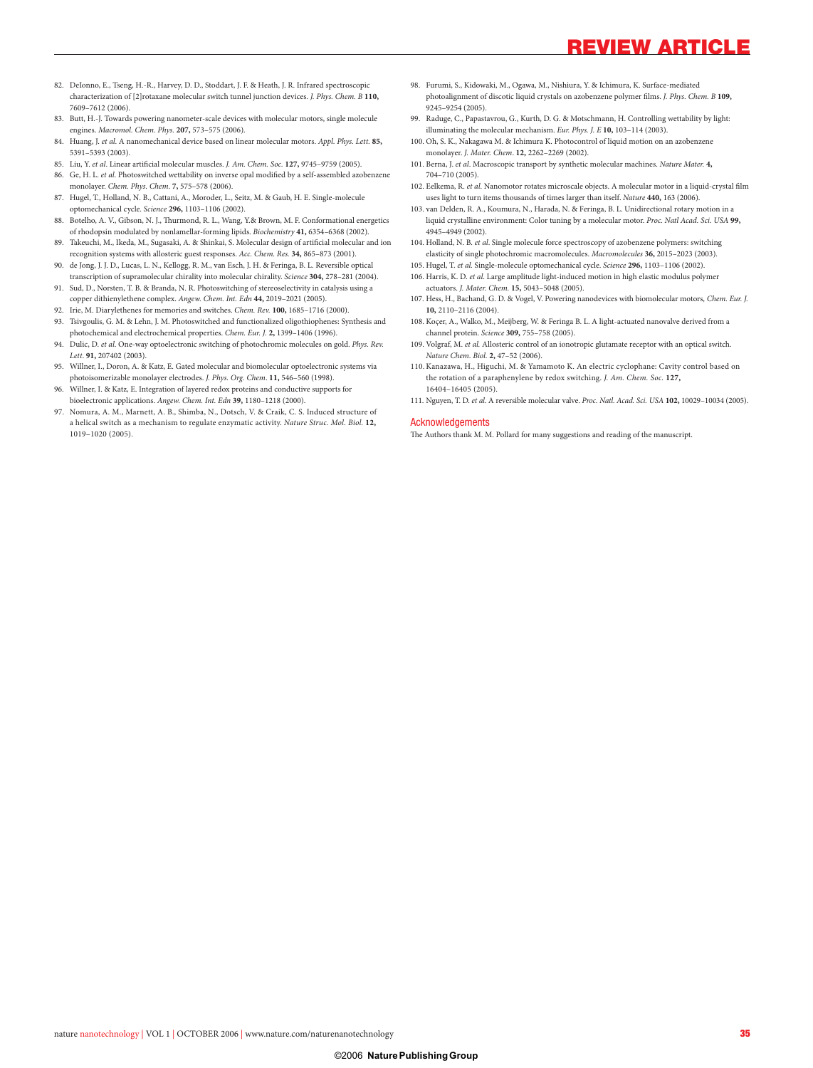82. DeIonno, E., Tseng, H.-R., Harvey, D. D., Stoddart, J. F. & Heath, J. R. Infrared spectroscopic characterization of [2]rotaxane molecular switch tunnel junction devices. *J. Phys. Chem. B* **110,** 7609–7612 (2006).
83. Butt, H.-J. Towards powering nanometer-scale devices with molecular motors, single molecule engines. *Macromol. Chem. Phys.* **207,** 573–575 (2006).
84. Huang, J. *et al.* A nanomechanical device based on linear molecular motors. *Appl. Phys. Lett.* **85,** 5391–5393 (2003).
85. Liu, Y. *et al.* Linear artificial molecular muscles. *J. Am. Chem. Soc.* **127,** 9745–9759 (2005).
86. Ge, H. L. *et al.* Photoswitched wettability on inverse opal modified by a self-assembled azobenzene monolayer. *Chem. Phys. Chem.* **7,** 575–578 (2006).
87. Hugel, T., Holland, N. B., Cattani, A., Moroder, L., Seitz, M. & Gaub, H. E. Single-molecule optomechanical cycle. *Science* **296,** 1103–1106 (2002).
88. Botelho, A. V., Gibson, N. J., Thurmond, R. L., Wang, Y.& Brown, M. F. Conformational energetics of rhodopsin modulated by nonlamellar-forming lipids. *Biochemistry* **41,** 6354–6368 (2002).
89. Takeuchi, M., Ikeda, M., Sugasaki, A. & Shinkai, S. Molecular design of artificial molecular and ion recognition systems with allosteric guest responses. *Acc. Chem. Res.* **34,** 865–873 (2001).
90. de Jong, J. J. D., Lucas, L. N., Kellogg, R. M., van Esch, J. H. & Feringa, B. L. Reversible optical transcription of supramolecular chirality into molecular chirality. *Science* **304,** 278–281 (2004).
91. Sud, D., Norsten, T. B. & Branda, N. R. Photoswitching of stereoselectivity in catalysis using a copper dithienylethene complex. *Angew. Chem. Int. Edn* **44,** 2019–2021 (2005).
92. Irie, M. Diarylethenes for memories and switches. *Chem. Rev.* **100,** 1685–1716 (2000).
93. Tsivgoulis, G. M. & Lehn, J. M. Photoswitched and functionalized oligothiophenes: Synthesis and photochemical and electrochemical properties. *Chem. Eur. J.* **2,** 1399–1406 (1996).
94. Dulic, D. *et al.* One-way optoelectronic switching of photochromic molecules on gold. *Phys. Rev. Lett.* **91,** 207402 (2003).
95. Willner, I., Doron, A. & Katz, E. Gated molecular and biomolecular optoelectronic systems via photoisomerizable monolayer electrodes. *J. Phys. Org. Chem*. **11,** 546–560 (1998).
96. Willner, I. & Katz, E. Integration of layered redox proteins and conductive supports for bioelectronic applications. *Angew. Chem. Int. Edn* **39,** 1180–1218 (2000).
97. Nomura, A. M., Marnett, A. B., Shimba, N., Dotsch, V. & Craik, C. S. Induced structure of a helical switch as a mechanism to regulate enzymatic activity. *Nature Struc. Mol. Biol.* **12,** 1019–1020 (2005).
98. Furumi, S., Kidowaki, M., Ogawa, M., Nishiura, Y. & Ichimura, K. Surface-mediated photoalignment of discotic liquid crystals on azobenzene polymer films. *J. Phys. Chem. B* **109,** 9245–9254 (2005).
99. Raduge, C., Papastavrou, G., Kurth, D. G. & Motschmann, H. Controlling wettability by light: illuminating the molecular mechanism. *Eur. Phys. J. E* **10,** 103–114 (2003).
100. Oh, S. K., Nakagawa M. & Ichimura K. Photocontrol of liquid motion on an azobenzene monolayer. *J. Mater. Chem*. **12,** 2262–2269 (2002).
101. Berna, J. *et al.* Macroscopic transport by synthetic molecular machines. *Nature Mater.* **4,** 704–710 (2005).
102. Eelkema, R. *et al.* Nanomotor rotates microscale objects. A molecular motor in a liquid-crystal film uses light to turn items thousands of times larger than itself. *Nature* **440,** 163 (2006).
103. van Delden, R. A., Koumura, N., Harada, N. & Feringa, B. L. Unidirectional rotary motion in a liquid crystalline environment: Color tuning by a molecular motor. *Proc. Natl Acad. Sci. USA* **99,** 4945–4949 (2002).
104. Holland, N. B. *et al.* Single molecule force spectroscopy of azobenzene polymers: switching elasticity of single photochromic macromolecules. *Macromolecules* **36,** 2015–2023 (2003).
105. Hugel, T. *et al.* Single-molecule optomechanical cycle. *Science* **296,** 1103–1106 (2002).
106. Harris, K. D. *et al.* Large amplitude light-induced motion in high elastic modulus polymer actuators. *J. Mater. Chem.* **15,** 5043–5048 (2005).
107. Hess, H., Bachand, G. D. & Vogel, V. Powering nanodevices with biomolecular motors, *Chem. Eur. J.* **10,** 2110–2116 (2004).
108. Koçer, A., Walko, M., Meijberg, W. & Feringa B. L. A light-actuated nanovalve derived from a channel protein. *Science* **309,** 755–758 (2005).
109. Volgraf, M. *et al.* Allosteric control of an ionotropic glutamate receptor with an optical switch. *Nature Chem. Biol.* **2,** 47–52 (2006).
110. Kanazawa, H., Higuchi, M. & Yamamoto K. An electric cyclophane: Cavity control based on the rotation of a paraphenylene by redox switching. *J. Am. Chem. Soc.* **127,** 16404–16405 (2005).
111. Nguyen, T. D. *et al.* A reversible molecular valve. *Proc. Natl. Acad. Sci. USA* **102,** 10029–10034 (2005).

## Acknowledgements

The Authors thank M. M. Pollard for many suggestions and reading of the manuscript.